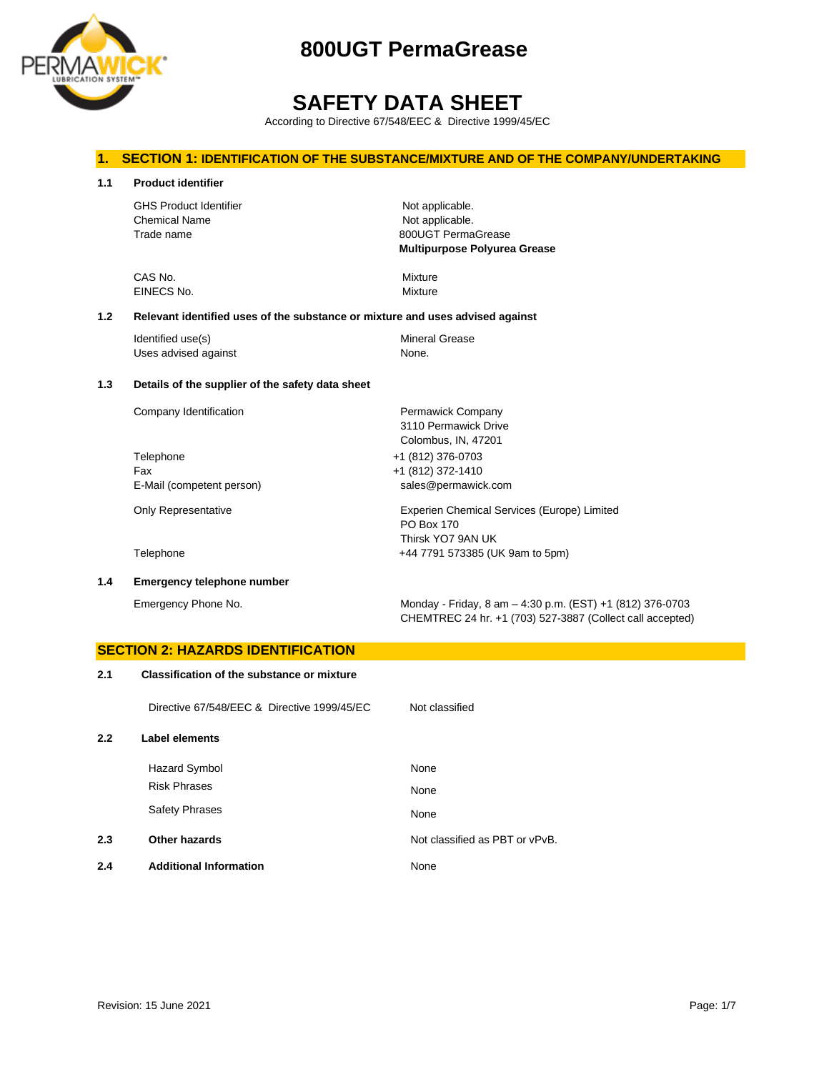# 800UGT PermaGrease

# SAFETY DATA SHEET

According to Directive 67/548/EEC & Directive 1999/45/EC

## 1. SECTION 1: IDENTIFICATION OF THE SUBSTANCE/MIXTURE AND OF THE COMPANY/UNDERTAKING

### 1.1 Product identifier

| | |
|---|---|
| GHS Product Identifier | Not applicable. |
| Chemical Name | Not applicable. |
| Trade name | 800UGT PermaGrease<br>**Multipurpose Polyurea Grease** |
| CAS No. | Mixture |
| EINECS No. | Mixture |

### 1.2 Relevant identified uses of the substance or mixture and uses advised against

| | |
|---|---|
| Identified use(s) | Mineral Grease |
| Uses advised against | None. |

### 1.3 Details of the supplier of the safety data sheet

| | |
|---|---|
| Company Identification | Permawick Company<br>3110 Permawick Drive<br>Colombus, IN, 47201 |
| Telephone | +1 (812) 376-0703 |
| Fax | +1 (812) 372-1410 |
| E-Mail (competent person) | sales@permawick.com |
| Only Representative | Experien Chemical Services (Europe) Limited<br>PO Box 170<br>Thirsk YO7 9AN UK |
| Telephone | +44 7791 573385 (UK 9am to 5pm) |

### 1.4 Emergency telephone number

| | |
|---|---|
| Emergency Phone No. | Monday - Friday, 8 am – 4:30 p.m. (EST) +1 (812) 376-0703<br>CHEMTREC 24 hr. +1 (703) 527-3887 (Collect call accepted) |

## SECTION 2: HAZARDS IDENTIFICATION

### 2.1 Classification of the substance or mixture

| | |
|---|---|
| Directive 67/548/EEC & Directive 1999/45/EC | Not classified |

### 2.2 Label elements

| | |
|---|---|
| Hazard Symbol | None |
| Risk Phrases | None |
| Safety Phrases | None |

### 2.3 Other hazards

Not classified as PBT or vPvB.

### 2.4 Additional Information

None

Revision: 15 June 2021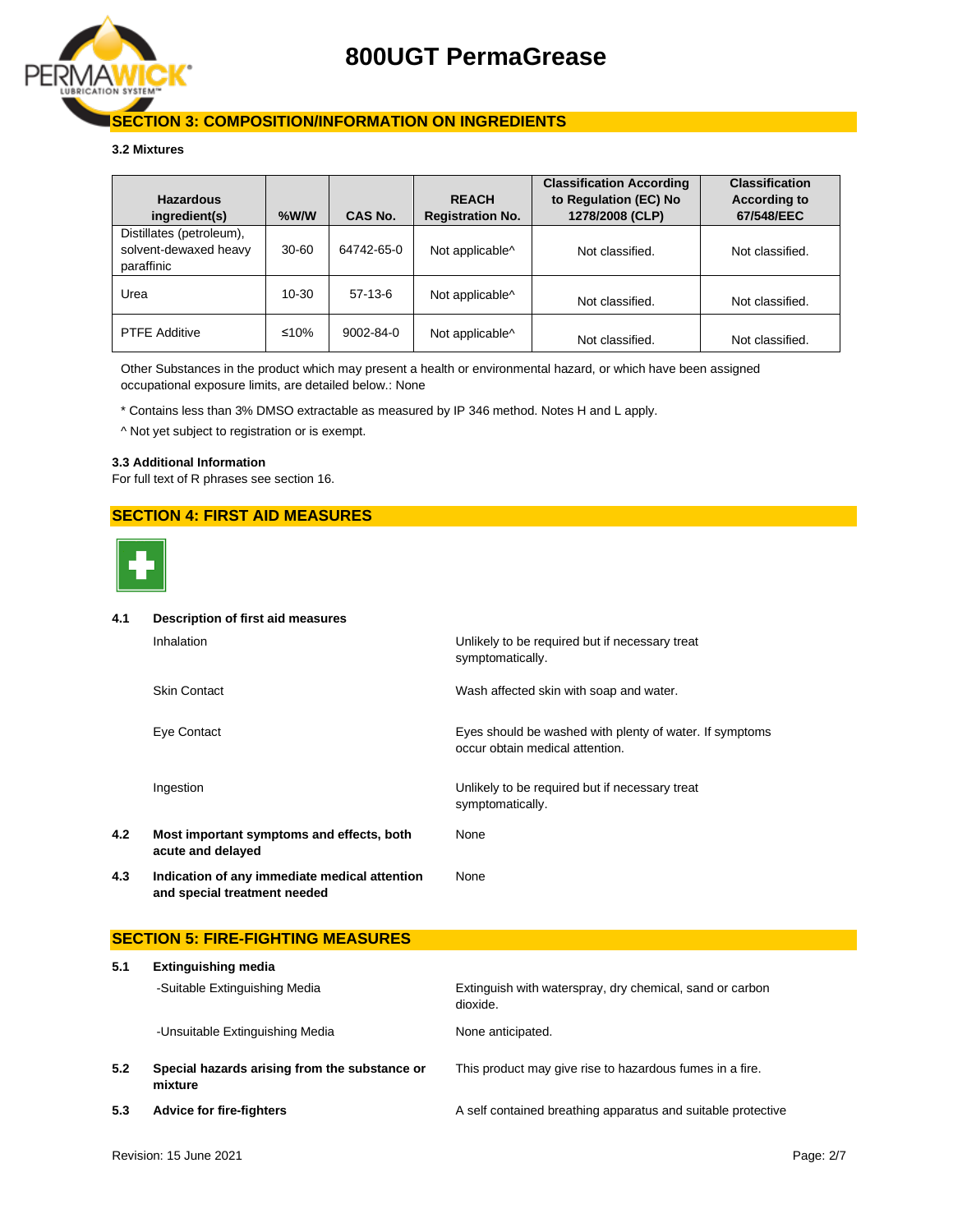## SECTION 3: COMPOSITION/INFORMATION ON INGREDIENTS

**3.2 Mixtures**

| Hazardous ingredient(s) | %W/W | CAS No. | REACH Registration No. | Classification According to Regulation (EC) No 1278/2008 (CLP) | Classification According to 67/548/EEC |
|---|---|---|---|---|---|
| Distillates (petroleum), solvent-dewaxed heavy paraffinic | 30-60 | 64742-65-0 | Not applicable^ | Not classified. | Not classified. |
| Urea | 10-30 | 57-13-6 | Not applicable^ | Not classified. | Not classified. |
| PTFE Additive | ≤10% | 9002-84-0 | Not applicable^ | Not classified. | Not classified. |

Other Substances in the product which may present a health or environmental hazard, or which have been assigned occupational exposure limits, are detailed below.: None

* Contains less than 3% DMSO extractable as measured by IP 346 method. Notes H and L apply.

^ Not yet subject to registration or is exempt.

**3.3 Additional Information**

For full text of R phrases see section 16.

## SECTION 4: FIRST AID MEASURES

**4.1 Description of first aid measures**

| | |
|---|---|
| Inhalation | Unlikely to be required but if necessary treat symptomatically. |
| Skin Contact | Wash affected skin with soap and water. |
| Eye Contact | Eyes should be washed with plenty of water. If symptoms occur obtain medical attention. |
| Ingestion | Unlikely to be required but if necessary treat symptomatically. |

**4.2 Most important symptoms and effects, both acute and delayed** — None

**4.3 Indication of any immediate medical attention and special treatment needed** — None

## SECTION 5: FIRE-FIGHTING MEASURES

**5.1 Extinguishing media**

| | |
|---|---|
| -Suitable Extinguishing Media | Extinguish with waterspray, dry chemical, sand or carbon dioxide. |
| -Unsuitable Extinguishing Media | None anticipated. |

**5.2 Special hazards arising from the substance or mixture** — This product may give rise to hazardous fumes in a fire.

**5.3 Advice for fire-fighters** — A self contained breathing apparatus and suitable protective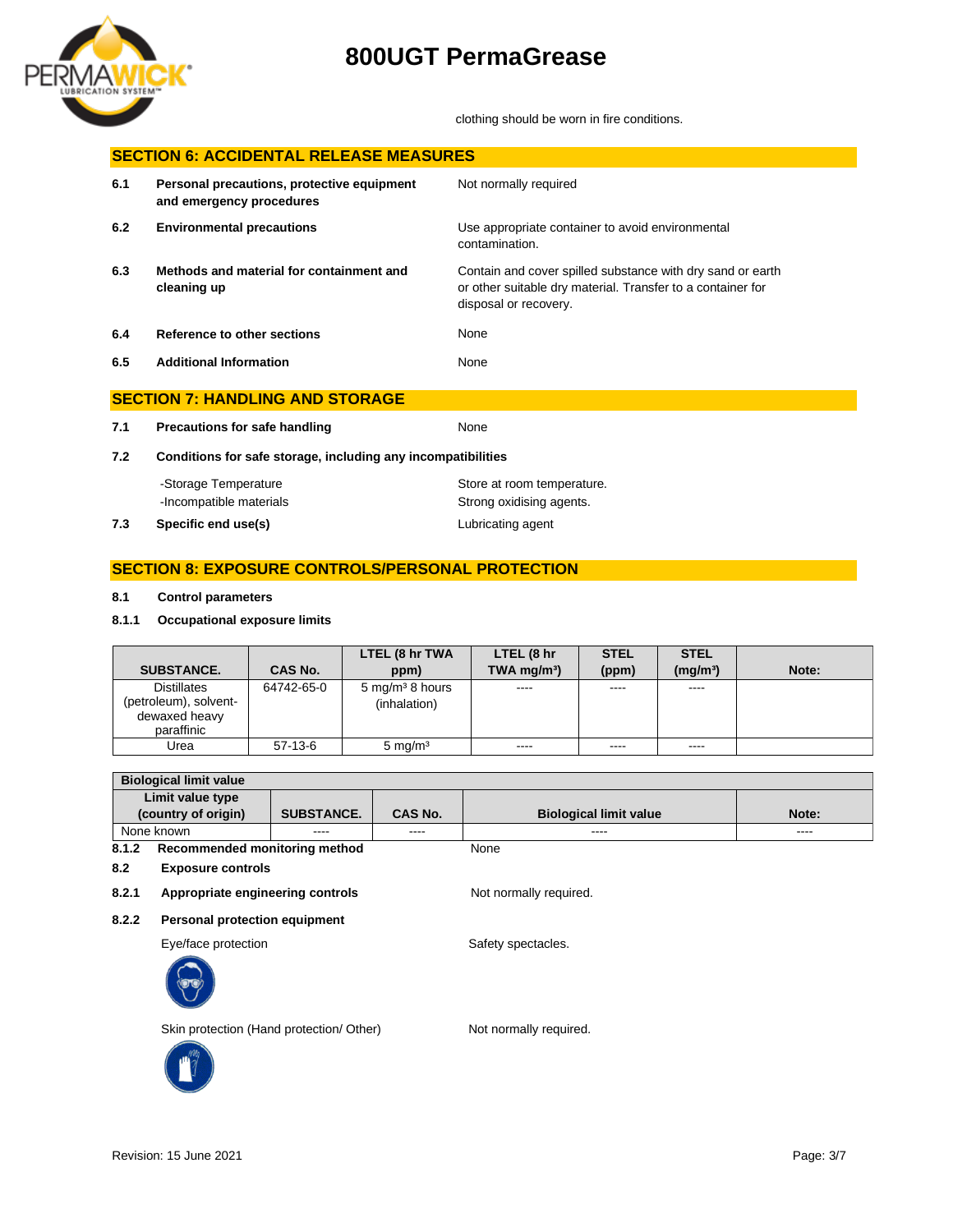clothing should be worn in fire conditions.

## SECTION 6: ACCIDENTAL RELEASE MEASURES

**6.1 Personal precautions, protective equipment and emergency procedures**
Not normally required

**6.2 Environmental precautions**
Use appropriate container to avoid environmental contamination.

**6.3 Methods and material for containment and cleaning up**
Contain and cover spilled substance with dry sand or earth or other suitable dry material. Transfer to a container for disposal or recovery.

**6.4 Reference to other sections**
None

**6.5 Additional Information**
None

## SECTION 7: HANDLING AND STORAGE

**7.1 Precautions for safe handling**
None

**7.2 Conditions for safe storage, including any incompatibilities**

-Storage Temperature: Store at room temperature.
-Incompatible materials: Strong oxidising agents.

**7.3 Specific end use(s)**
Lubricating agent

## SECTION 8: EXPOSURE CONTROLS/PERSONAL PROTECTION

**8.1 Control parameters**

**8.1.1 Occupational exposure limits**

| SUBSTANCE. | CAS No. | LTEL (8 hr TWA ppm) | LTEL (8 hr TWA mg/m³) | STEL (ppm) | STEL (mg/m³) | Note: |
|---|---|---|---|---|---|---|
| Distillates (petroleum), solvent-dewaxed heavy paraffinic | 64742-65-0 | 5 mg/m³ 8 hours (inhalation) | ---- | ---- | ---- | |
| Urea | 57-13-6 | 5 mg/m³ | ---- | ---- | ---- | |

**Biological limit value**

| Limit value type (country of origin) | SUBSTANCE. | CAS No. | Biological limit value | Note: |
|---|---|---|---|---|
| None known | ---- | ---- | ---- | ---- |

**8.1.2 Recommended monitoring method**
None

**8.2 Exposure controls**

**8.2.1 Appropriate engineering controls**
Not normally required.

**8.2.2 Personal protection equipment**

Eye/face protection: Safety spectacles.

Skin protection (Hand protection/ Other): Not normally required.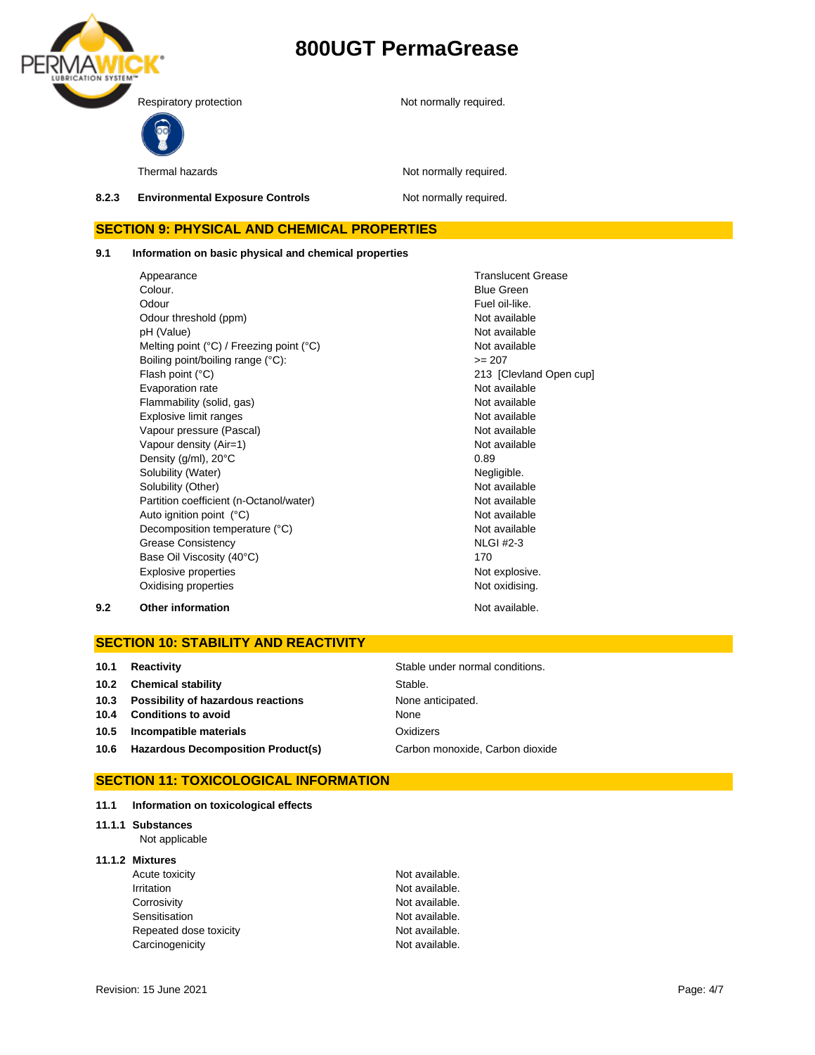| | |
|---|---|
| Respiratory protection | Not normally required. |
| Thermal hazards | Not normally required. |

**8.2.3 Environmental Exposure Controls** — Not normally required.

## SECTION 9: PHYSICAL AND CHEMICAL PROPERTIES

**9.1 Information on basic physical and chemical properties**

| Property | Value |
|---|---|
| Appearance | Translucent Grease |
| Colour. | Blue Green |
| Odour | Fuel oil-like. |
| Odour threshold (ppm) | Not available |
| pH (Value) | Not available |
| Melting point (°C) / Freezing point (°C) | Not available |
| Boiling point/boiling range (°C): | >= 207 |
| Flash point (°C) | 213 [Clevland Open cup] |
| Evaporation rate | Not available |
| Flammability (solid, gas) | Not available |
| Explosive limit ranges | Not available |
| Vapour pressure (Pascal) | Not available |
| Vapour density (Air=1) | Not available |
| Density (g/ml), 20°C | 0.89 |
| Solubility (Water) | Negligible. |
| Solubility (Other) | Not available |
| Partition coefficient (n-Octanol/water) | Not available |
| Auto ignition point (°C) | Not available |
| Decomposition temperature (°C) | Not available |
| Grease Consistency | NLGI #2-3 |
| Base Oil Viscosity (40°C) | 170 |
| Explosive properties | Not explosive. |
| Oxidising properties | Not oxidising. |

**9.2 Other information** — Not available.

## SECTION 10: STABILITY AND REACTIVITY

| | |
|---|---|
| **10.1 Reactivity** | Stable under normal conditions. |
| **10.2 Chemical stability** | Stable. |
| **10.3 Possibility of hazardous reactions** | None anticipated. |
| **10.4 Conditions to avoid** | None |
| **10.5 Incompatible materials** | Oxidizers |
| **10.6 Hazardous Decomposition Product(s)** | Carbon monoxide, Carbon dioxide |

## SECTION 11: TOXICOLOGICAL INFORMATION

**11.1 Information on toxicological effects**

**11.1.1 Substances**

Not applicable

**11.1.2 Mixtures**

| | |
|---|---|
| Acute toxicity | Not available. |
| Irritation | Not available. |
| Corrosivity | Not available. |
| Sensitisation | Not available. |
| Repeated dose toxicity | Not available. |
| Carcinogenicity | Not available. |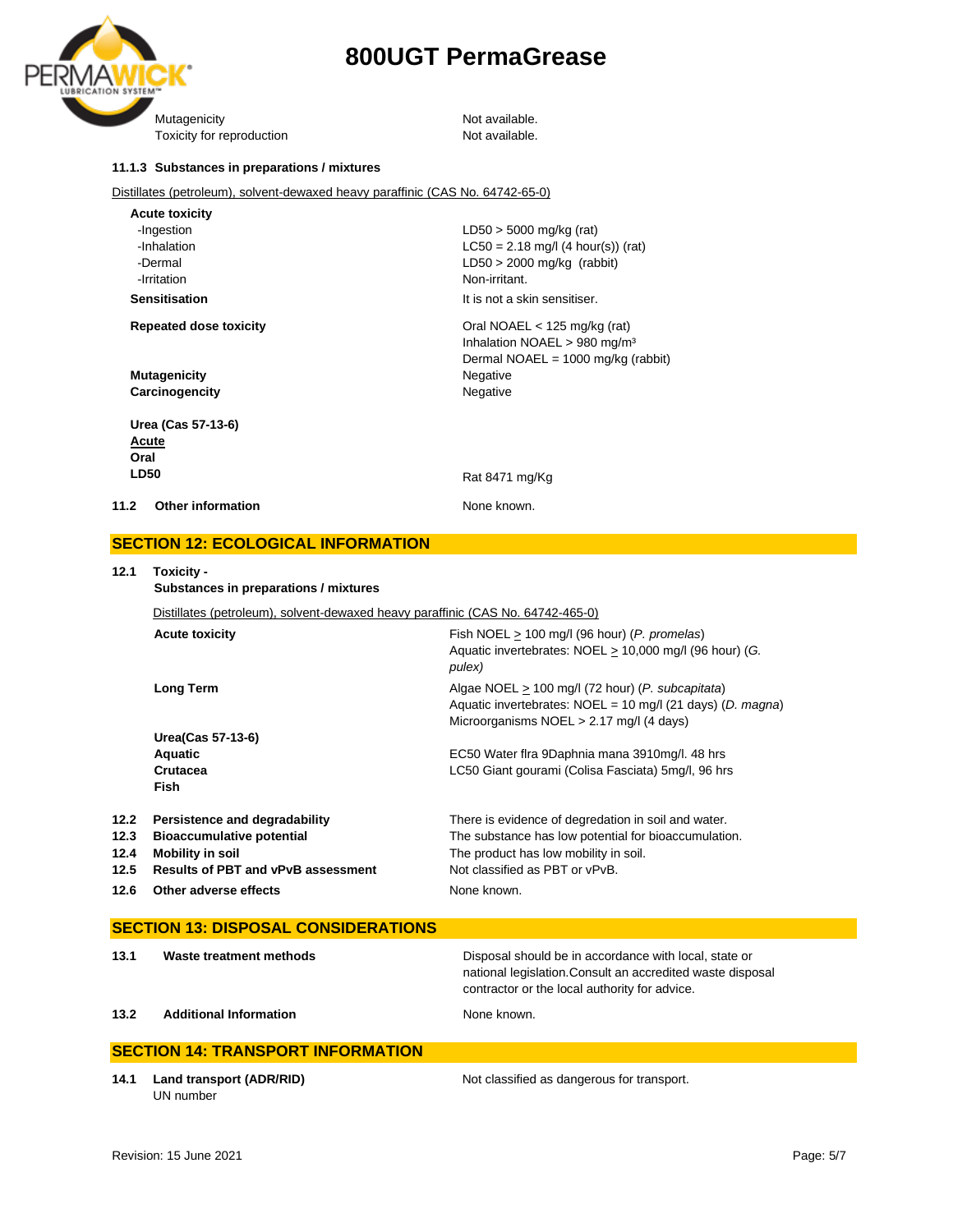| | |
|---|---|
| Mutagenicity | Not available. |
| Toxicity for reproduction | Not available. |

**11.1.3 Substances in preparations / mixtures**

Distillates (petroleum), solvent-dewaxed heavy paraffinic (CAS No. 64742-65-0)

| | |
|---|---|
| **Acute toxicity** | |
| -Ingestion | LD50 > 5000 mg/kg (rat) |
| -Inhalation | LC50 = 2.18 mg/l (4 hour(s)) (rat) |
| -Dermal | LD50 > 2000 mg/kg (rabbit) |
| -Irritation | Non-irritant. |
| **Sensitisation** | It is not a skin sensitiser. |
| **Repeated dose toxicity** | Oral NOAEL < 125 mg/kg (rat)<br>Inhalation NOAEL > 980 mg/m³<br>Dermal NOAEL = 1000 mg/kg (rabbit) |
| **Mutagenicity** | Negative |
| **Carcinogencity** | Negative |

**Urea (Cas 57-13-6)**
**Acute**
**Oral**
**LD50** — Rat 8471 mg/Kg

**11.2 Other information** — None known.

## SECTION 12: ECOLOGICAL INFORMATION

**12.1 Toxicity -**
**Substances in preparations / mixtures**

Distillates (petroleum), solvent-dewaxed heavy paraffinic (CAS No. 64742-465-0)

| | |
|---|---|
| **Acute toxicity** | Fish NOEL ≥ 100 mg/l (96 hour) (*P. promelas*)<br>Aquatic invertebrates: NOEL ≥ 10,000 mg/l (96 hour) (*G. pulex)* |
| **Long Term** | Algae NOEL ≥ 100 mg/l (72 hour) (*P. subcapitata*)<br>Aquatic invertebrates: NOEL = 10 mg/l (21 days) (*D. magna*)<br>Microorganisms NOEL > 2.17 mg/l (4 days) |

**Urea(Cas 57-13-6)**
**Aquatic**
**Crutacea** — EC50 Water flra 9Daphnia mana 3910mg/l. 48 hrs
**Fish** — LC50 Giant gourami (Colisa Fasciata) 5mg/l, 96 hrs

| | | |
|---|---|---|
| **12.2** | **Persistence and degradability** | There is evidence of degredation in soil and water. |
| **12.3** | **Bioaccumulative potential** | The substance has low potential for bioaccumulation. |
| **12.4** | **Mobility in soil** | The product has low mobility in soil. |
| **12.5** | **Results of PBT and vPvB assessment** | Not classified as PBT or vPvB. |
| **12.6** | **Other adverse effects** | None known. |

## SECTION 13: DISPOSAL CONSIDERATIONS

| | | |
|---|---|---|
| **13.1** | **Waste treatment methods** | Disposal should be in accordance with local, state or national legislation.Consult an accredited waste disposal contractor or the local authority for advice. |
| **13.2** | **Additional Information** | None known. |

## SECTION 14: TRANSPORT INFORMATION

**14.1 Land transport (ADR/RID)** — Not classified as dangerous for transport.
UN number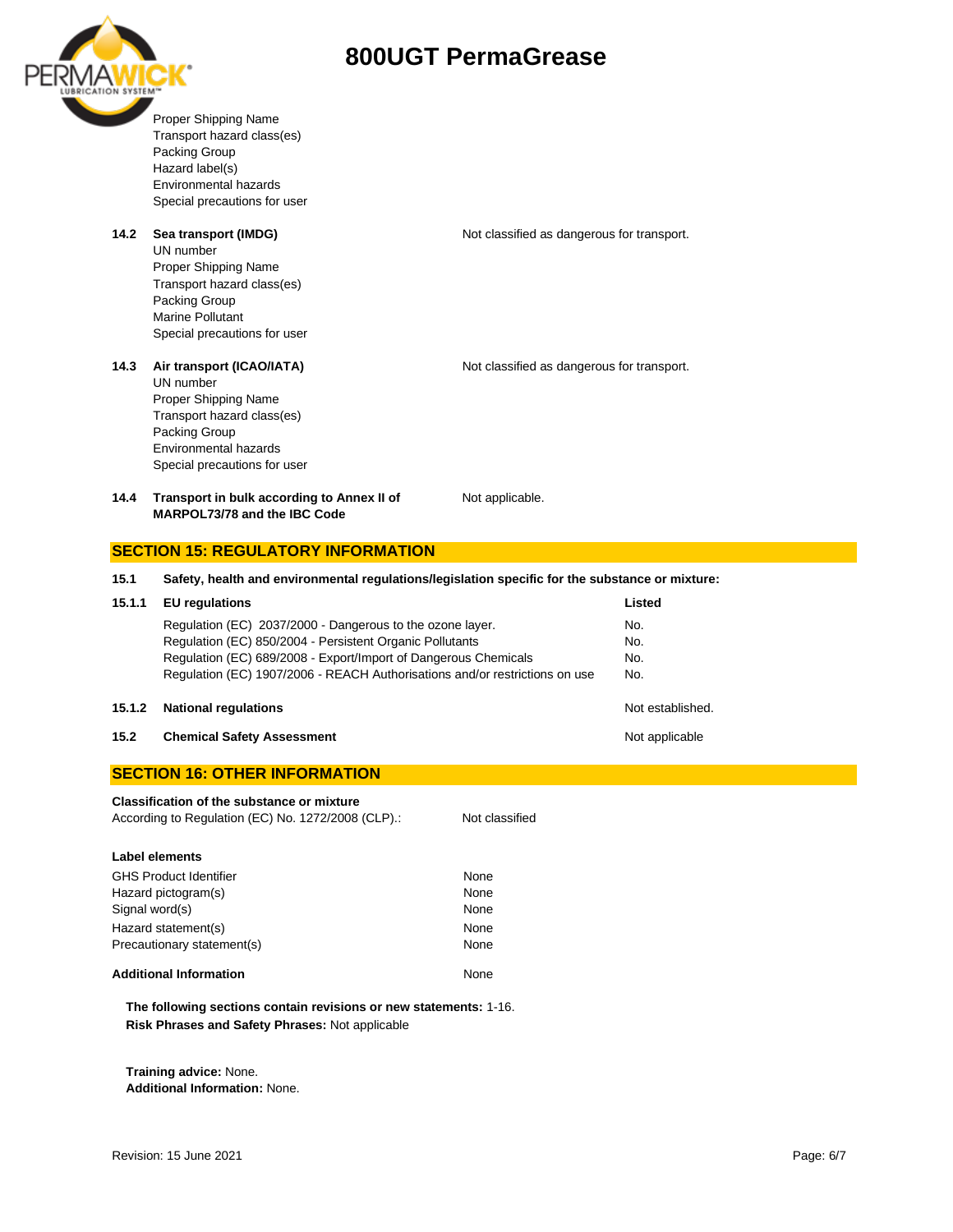Proper Shipping Name
Transport hazard class(es)
Packing Group
Hazard label(s)
Environmental hazards
Special precautions for user

**14.2 Sea transport (IMDG)** — Not classified as dangerous for transport.

UN number
Proper Shipping Name
Transport hazard class(es)
Packing Group
Marine Pollutant
Special precautions for user

**14.3 Air transport (ICAO/IATA)** — Not classified as dangerous for transport.

UN number
Proper Shipping Name
Transport hazard class(es)
Packing Group
Environmental hazards
Special precautions for user

**14.4 Transport in bulk according to Annex II of MARPOL73/78 and the IBC Code** — Not applicable.

## SECTION 15: REGULATORY INFORMATION

**15.1 Safety, health and environmental regulations/legislation specific for the substance or mixture:**

| **15.1.1 EU regulations** | **Listed** |
|---|---|
| Regulation (EC) 2037/2000 - Dangerous to the ozone layer. | No. |
| Regulation (EC) 850/2004 - Persistent Organic Pollutants | No. |
| Regulation (EC) 689/2008 - Export/Import of Dangerous Chemicals | No. |
| Regulation (EC) 1907/2006 - REACH Authorisations and/or restrictions on use | No. |

**15.1.2 National regulations** — Not established.

**15.2 Chemical Safety Assessment** — Not applicable

## SECTION 16: OTHER INFORMATION

**Classification of the substance or mixture**

According to Regulation (EC) No. 1272/2008 (CLP).: Not classified

**Label elements**

| | |
|---|---|
| GHS Product Identifier | None |
| Hazard pictogram(s) | None |
| Signal word(s) | None |
| Hazard statement(s) | None |
| Precautionary statement(s) | None |

**Additional Information** — None

**The following sections contain revisions or new statements:** 1-16.
**Risk Phrases and Safety Phrases:** Not applicable

**Training advice:** None.
**Additional Information:** None.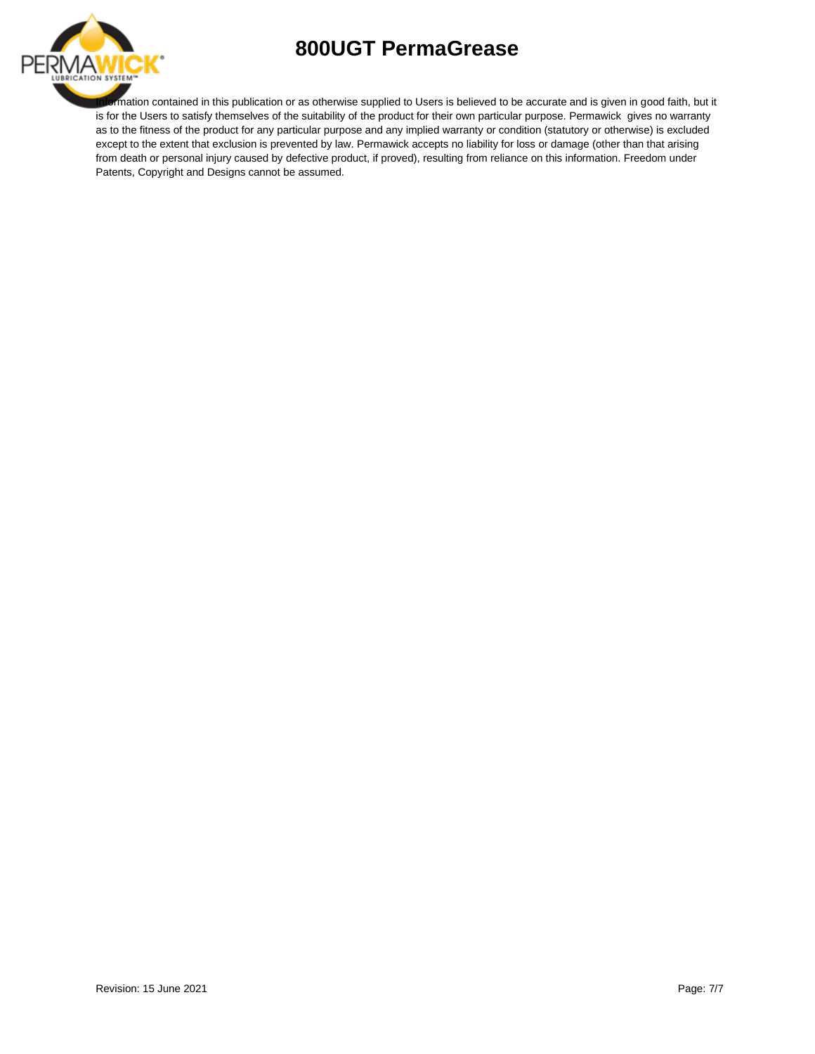Information contained in this publication or as otherwise supplied to Users is believed to be accurate and is given in good faith, but it is for the Users to satisfy themselves of the suitability of the product for their own particular purpose. Permawick gives no warranty as to the fitness of the product for any particular purpose and any implied warranty or condition (statutory or otherwise) is excluded except to the extent that exclusion is prevented by law. Permawick accepts no liability for loss or damage (other than that arising from death or personal injury caused by defective product, if proved), resulting from reliance on this information. Freedom under Patents, Copyright and Designs cannot be assumed.

Revision: 15 June 2021